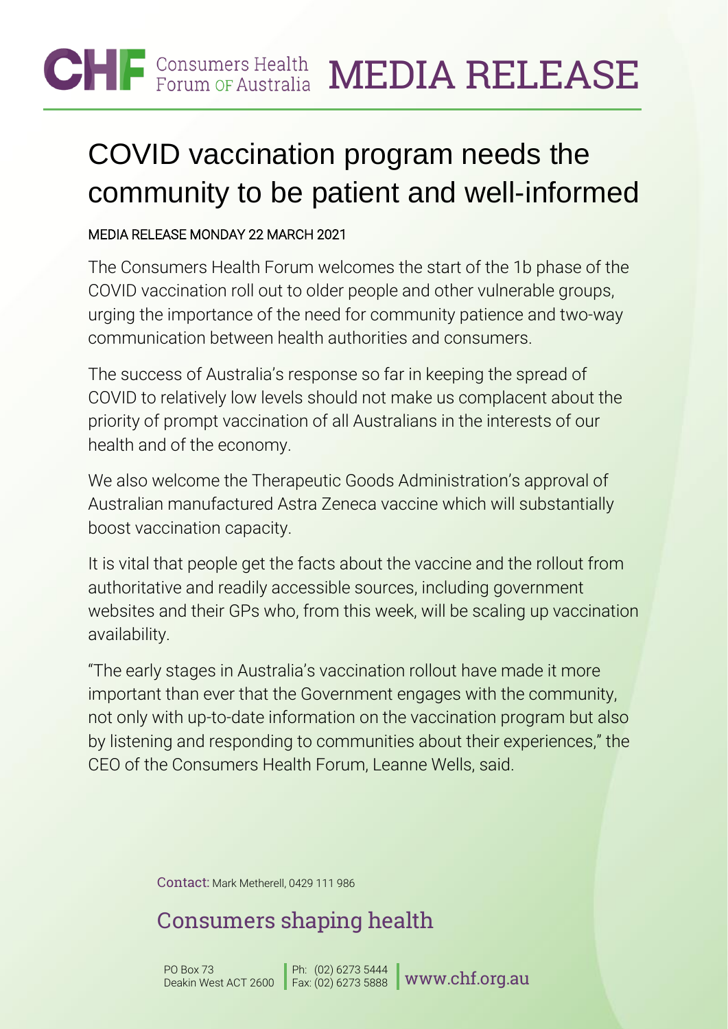# CHF Consumers Health Forum OF Australia MEDIA RELEASE

# COVID vaccination program needs the community to be patient and well-informed

MEDIA RELEASE MONDAY 22 MARCH 2021

The Consumers Health Forum welcomes the start of the 1b phase of the COVID vaccination roll out to older people and other vulnerable groups, urging the importance of the need for community patience and two-way communication between health authorities and consumers.

The success of Australia's response so far in keeping the spread of COVID to relatively low levels should not make us complacent about the priority of prompt vaccination of all Australians in the interests of our health and of the economy.

We also welcome the Therapeutic Goods Administration's approval of Australian manufactured Astra Zeneca vaccine which will substantially boost vaccination capacity.

It is vital that people get the facts about the vaccine and the rollout from authoritative and readily accessible sources, including government websites and their GPs who, from this week, will be scaling up vaccination availability.

"The early stages in Australia's vaccination rollout have made it more important than ever that the Government engages with the community, not only with up-to-date information on the vaccination program but also by listening and responding to communities about their experiences," the CEO of the Consumers Health Forum, Leanne Wells, said.

Contact: Mark Metherell, 0429 111 986

## Consumers shaping health

PO Box 73
Deakin West ACT 2600

Ph: (02) 6273 5444
Fax: (02) 6273 5888

www.chf.org.au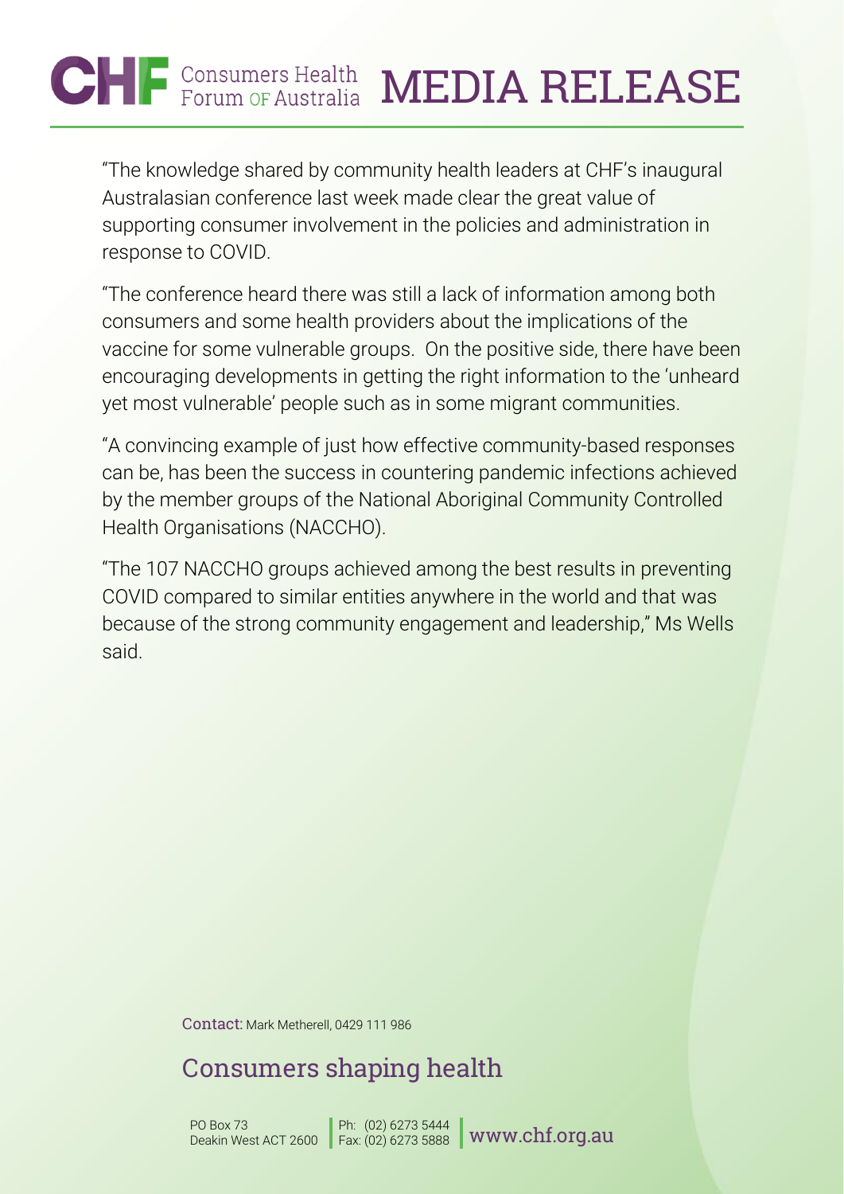"The knowledge shared by community health leaders at CHF's inaugural Australasian conference last week made clear the great value of supporting consumer involvement in the policies and administration in response to COVID.

"The conference heard there was still a lack of information among both consumers and some health providers about the implications of the vaccine for some vulnerable groups. On the positive side, there have been encouraging developments in getting the right information to the 'unheard yet most vulnerable' people such as in some migrant communities.

"A convincing example of just how effective community-based responses can be, has been the success in countering pandemic infections achieved by the member groups of the National Aboriginal Community Controlled Health Organisations (NACCHO).

"The 107 NACCHO groups achieved among the best results in preventing COVID compared to similar entities anywhere in the world and that was because of the strong community engagement and leadership," Ms Wells said.

Contact: Mark Metherell, 0429 111 986